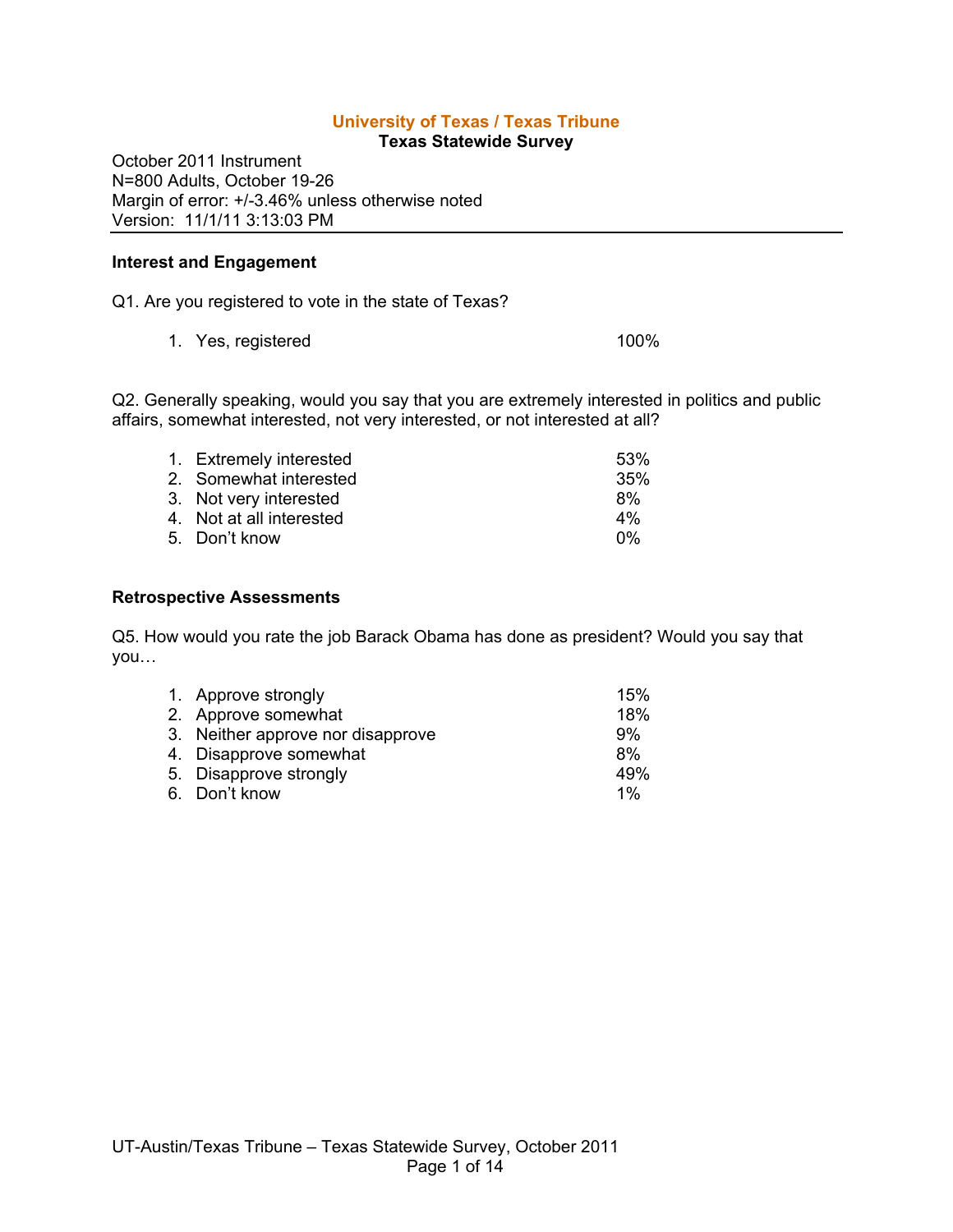# University of Texas / Texas Tribune

## Texas Statewide Survey

October 2011 Instrument
N=800 Adults, October 19-26
Margin of error: +/-3.46% unless otherwise noted
Version: 11/1/11 3:13:03 PM

---

### Interest and Engagement

Q1. Are you registered to vote in the state of Texas?

| | |
|---|---|
| 1. Yes, registered | 100% |

Q2. Generally speaking, would you say that you are extremely interested in politics and public affairs, somewhat interested, not very interested, or not interested at all?

| | |
|---|---|
| 1. Extremely interested | 53% |
| 2. Somewhat interested | 35% |
| 3. Not very interested | 8% |
| 4. Not at all interested | 4% |
| 5. Don't know | 0% |

### Retrospective Assessments

Q5. How would you rate the job Barack Obama has done as president? Would you say that you…

| | |
|---|---|
| 1. Approve strongly | 15% |
| 2. Approve somewhat | 18% |
| 3. Neither approve nor disapprove | 9% |
| 4. Disapprove somewhat | 8% |
| 5. Disapprove strongly | 49% |
| 6. Don't know | 1% |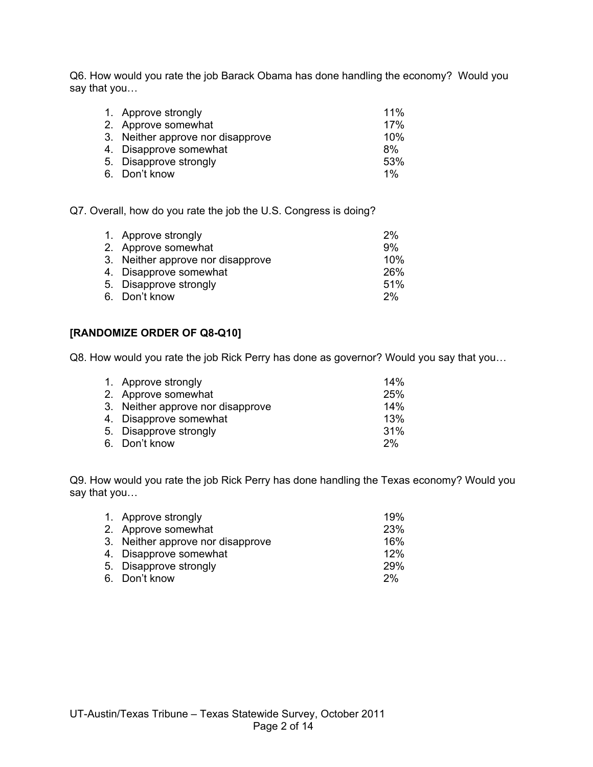Q6. How would you rate the job Barack Obama has done handling the economy? Would you say that you…

| | |
|---|---|
| 1. Approve strongly | 11% |
| 2. Approve somewhat | 17% |
| 3. Neither approve nor disapprove | 10% |
| 4. Disapprove somewhat | 8% |
| 5. Disapprove strongly | 53% |
| 6. Don't know | 1% |

Q7. Overall, how do you rate the job the U.S. Congress is doing?

| | |
|---|---|
| 1. Approve strongly | 2% |
| 2. Approve somewhat | 9% |
| 3. Neither approve nor disapprove | 10% |
| 4. Disapprove somewhat | 26% |
| 5. Disapprove strongly | 51% |
| 6. Don't know | 2% |

**[RANDOMIZE ORDER OF Q8-Q10]**

Q8. How would you rate the job Rick Perry has done as governor? Would you say that you…

| | |
|---|---|
| 1. Approve strongly | 14% |
| 2. Approve somewhat | 25% |
| 3. Neither approve nor disapprove | 14% |
| 4. Disapprove somewhat | 13% |
| 5. Disapprove strongly | 31% |
| 6. Don't know | 2% |

Q9. How would you rate the job Rick Perry has done handling the Texas economy? Would you say that you…

| | |
|---|---|
| 1. Approve strongly | 19% |
| 2. Approve somewhat | 23% |
| 3. Neither approve nor disapprove | 16% |
| 4. Disapprove somewhat | 12% |
| 5. Disapprove strongly | 29% |
| 6. Don't know | 2% |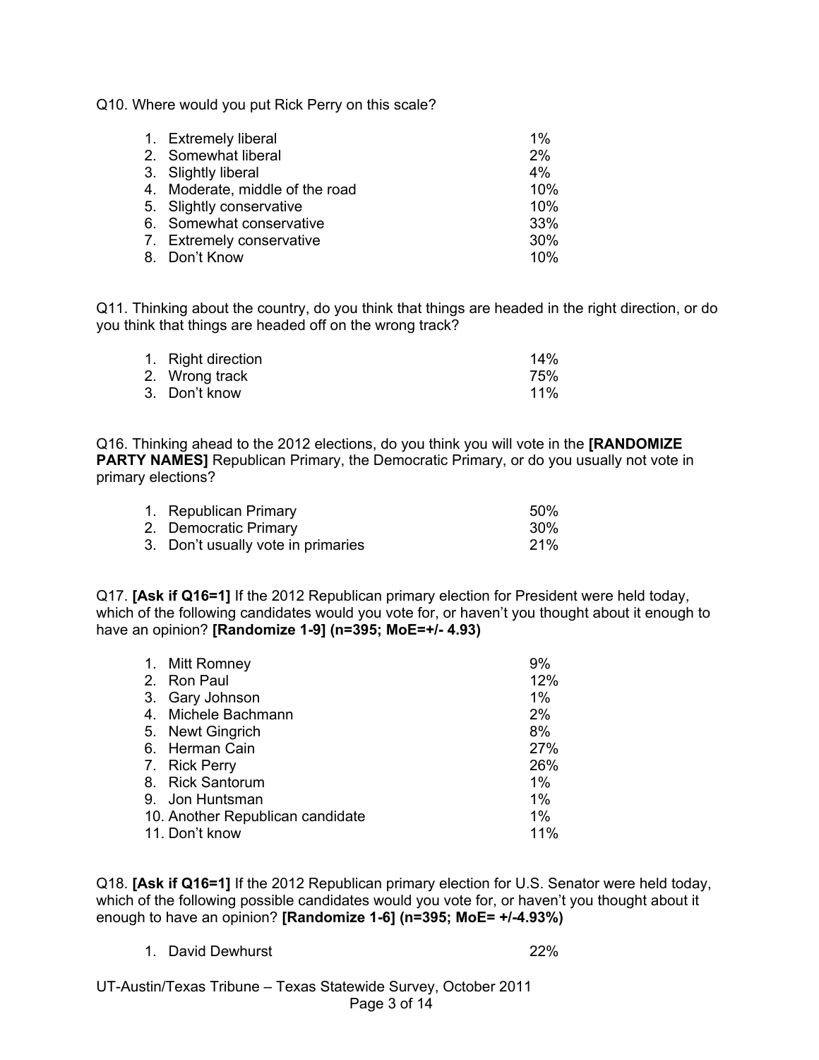Q10. Where would you put Rick Perry on this scale?

| | |
|---|---|
| 1. Extremely liberal | 1% |
| 2. Somewhat liberal | 2% |
| 3. Slightly liberal | 4% |
| 4. Moderate, middle of the road | 10% |
| 5. Slightly conservative | 10% |
| 6. Somewhat conservative | 33% |
| 7. Extremely conservative | 30% |
| 8. Don't Know | 10% |

Q11. Thinking about the country, do you think that things are headed in the right direction, or do you think that things are headed off on the wrong track?

| | |
|---|---|
| 1. Right direction | 14% |
| 2. Wrong track | 75% |
| 3. Don't know | 11% |

Q16. Thinking ahead to the 2012 elections, do you think you will vote in the **[RANDOMIZE PARTY NAMES]** Republican Primary, the Democratic Primary, or do you usually not vote in primary elections?

| | |
|---|---|
| 1. Republican Primary | 50% |
| 2. Democratic Primary | 30% |
| 3. Don't usually vote in primaries | 21% |

Q17. **[Ask if Q16=1]** If the 2012 Republican primary election for President were held today, which of the following candidates would you vote for, or haven't you thought about it enough to have an opinion? **[Randomize 1-9] (n=395; MoE=+/- 4.93)**

| | |
|---|---|
| 1. Mitt Romney | 9% |
| 2. Ron Paul | 12% |
| 3. Gary Johnson | 1% |
| 4. Michele Bachmann | 2% |
| 5. Newt Gingrich | 8% |
| 6. Herman Cain | 27% |
| 7. Rick Perry | 26% |
| 8. Rick Santorum | 1% |
| 9. Jon Huntsman | 1% |
| 10. Another Republican candidate | 1% |
| 11. Don't know | 11% |

Q18. **[Ask if Q16=1]** If the 2012 Republican primary election for U.S. Senator were held today, which of the following possible candidates would you vote for, or haven't you thought about it enough to have an opinion? **[Randomize 1-6] (n=395; MoE= +/-4.93%)**

| | |
|---|---|
| 1. David Dewhurst | 22% |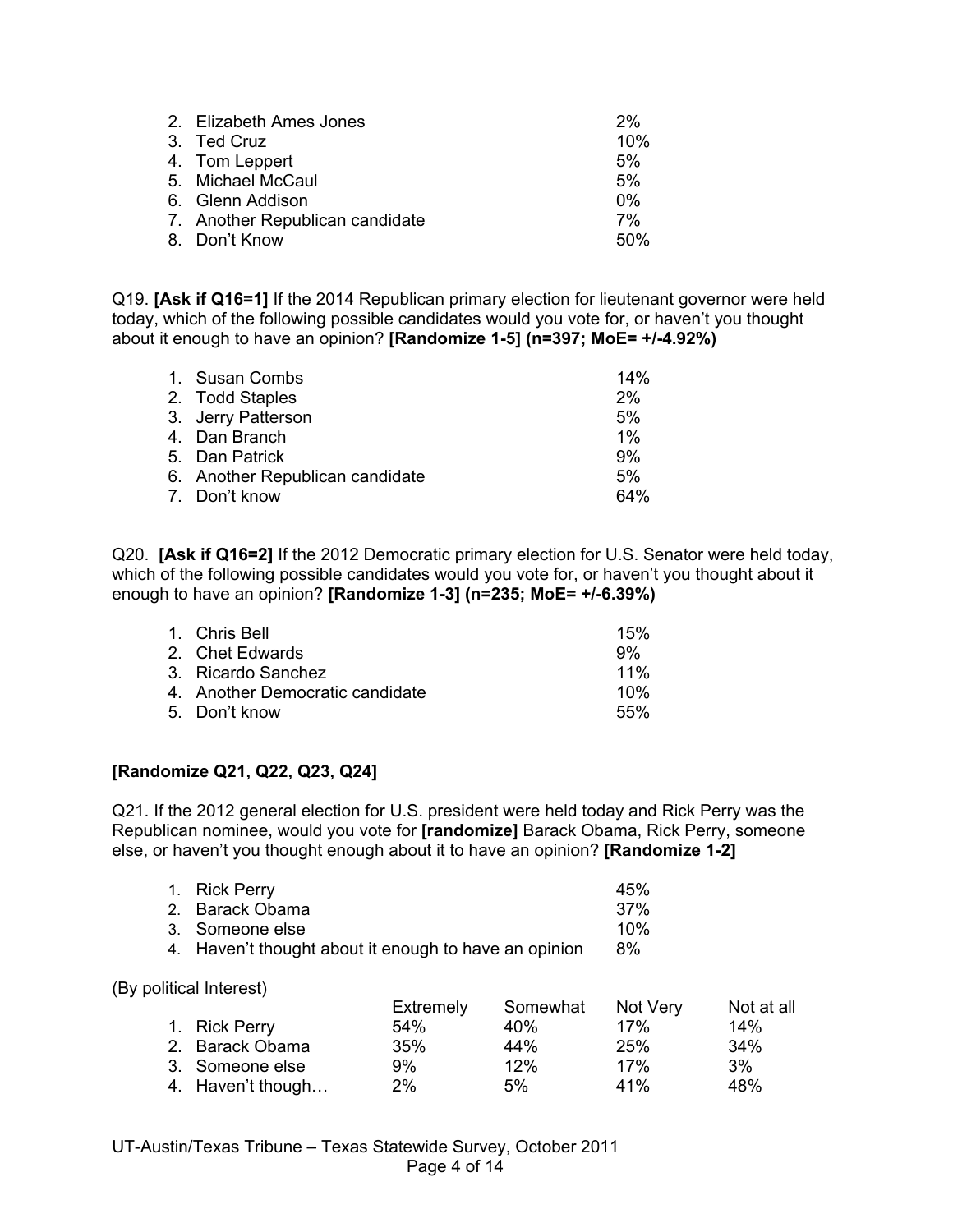| | |
|---|---|
| 2. Elizabeth Ames Jones | 2% |
| 3. Ted Cruz | 10% |
| 4. Tom Leppert | 5% |
| 5. Michael McCaul | 5% |
| 6. Glenn Addison | 0% |
| 7. Another Republican candidate | 7% |
| 8. Don't Know | 50% |

Q19. **[Ask if Q16=1]** If the 2014 Republican primary election for lieutenant governor were held today, which of the following possible candidates would you vote for, or haven't you thought about it enough to have an opinion? **[Randomize 1-5] (n=397; MoE= +/-4.92%)**

| | |
|---|---|
| 1. Susan Combs | 14% |
| 2. Todd Staples | 2% |
| 3. Jerry Patterson | 5% |
| 4. Dan Branch | 1% |
| 5. Dan Patrick | 9% |
| 6. Another Republican candidate | 5% |
| 7. Don't know | 64% |

Q20. **[Ask if Q16=2]** If the 2012 Democratic primary election for U.S. Senator were held today, which of the following possible candidates would you vote for, or haven't you thought about it enough to have an opinion? **[Randomize 1-3] (n=235; MoE= +/-6.39%)**

| | |
|---|---|
| 1. Chris Bell | 15% |
| 2. Chet Edwards | 9% |
| 3. Ricardo Sanchez | 11% |
| 4. Another Democratic candidate | 10% |
| 5. Don't know | 55% |

**[Randomize Q21, Q22, Q23, Q24]**

Q21. If the 2012 general election for U.S. president were held today and Rick Perry was the Republican nominee, would you vote for **[randomize]** Barack Obama, Rick Perry, someone else, or haven't you thought enough about it to have an opinion? **[Randomize 1-2]**

| | |
|---|---|
| 1. Rick Perry | 45% |
| 2. Barack Obama | 37% |
| 3. Someone else | 10% |
| 4. Haven't thought about it enough to have an opinion | 8% |

(By political Interest)

| | Extremely | Somewhat | Not Very | Not at all |
|---|---|---|---|---|
| 1. Rick Perry | 54% | 40% | 17% | 14% |
| 2. Barack Obama | 35% | 44% | 25% | 34% |
| 3. Someone else | 9% | 12% | 17% | 3% |
| 4. Haven't though… | 2% | 5% | 41% | 48% |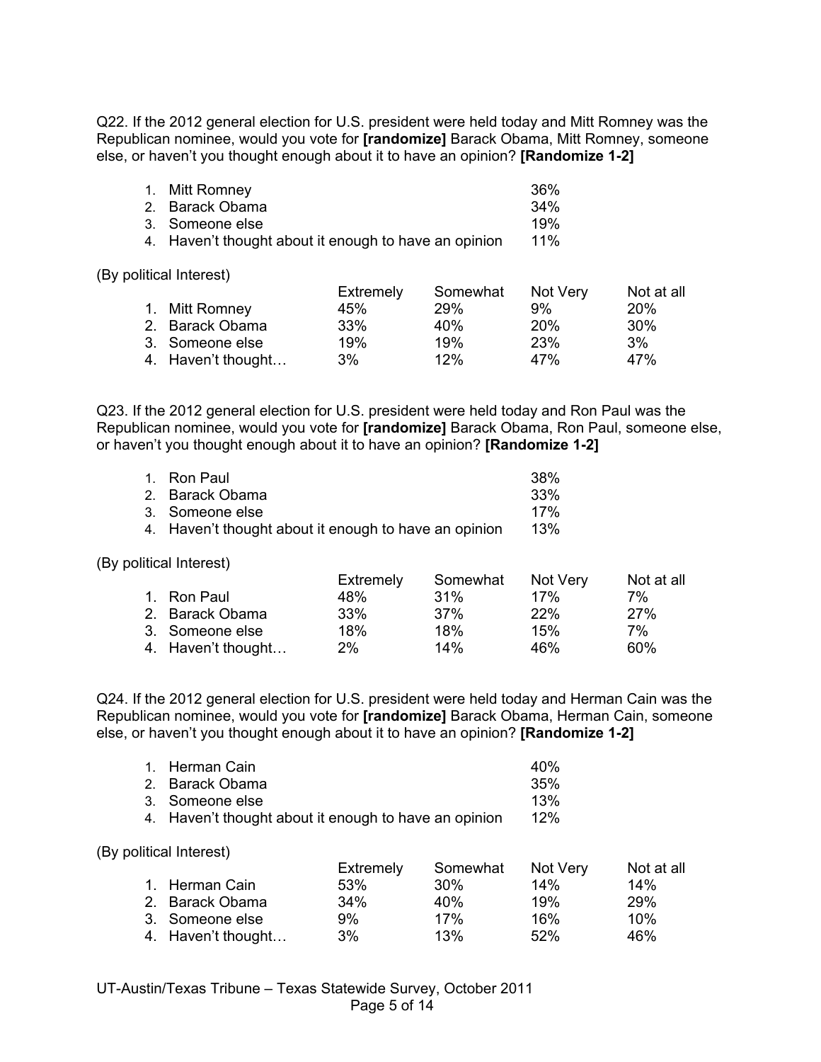Q22. If the 2012 general election for U.S. president were held today and Mitt Romney was the Republican nominee, would you vote for **[randomize]** Barack Obama, Mitt Romney, someone else, or haven't you thought enough about it to have an opinion? **[Randomize 1-2]**

1. Mitt Romney 36%
2. Barack Obama 34%
3. Someone else 19%
4. Haven't thought about it enough to have an opinion 11%

(By political Interest)

| | Extremely | Somewhat | Not Very | Not at all |
|---|---|---|---|---|
| 1. Mitt Romney | 45% | 29% | 9% | 20% |
| 2. Barack Obama | 33% | 40% | 20% | 30% |
| 3. Someone else | 19% | 19% | 23% | 3% |
| 4. Haven't thought… | 3% | 12% | 47% | 47% |

Q23. If the 2012 general election for U.S. president were held today and Ron Paul was the Republican nominee, would you vote for **[randomize]** Barack Obama, Ron Paul, someone else, or haven't you thought enough about it to have an opinion? **[Randomize 1-2]**

1. Ron Paul 38%
2. Barack Obama 33%
3. Someone else 17%
4. Haven't thought about it enough to have an opinion 13%

(By political Interest)

| | Extremely | Somewhat | Not Very | Not at all |
|---|---|---|---|---|
| 1. Ron Paul | 48% | 31% | 17% | 7% |
| 2. Barack Obama | 33% | 37% | 22% | 27% |
| 3. Someone else | 18% | 18% | 15% | 7% |
| 4. Haven't thought… | 2% | 14% | 46% | 60% |

Q24. If the 2012 general election for U.S. president were held today and Herman Cain was the Republican nominee, would you vote for **[randomize]** Barack Obama, Herman Cain, someone else, or haven't you thought enough about it to have an opinion? **[Randomize 1-2]**

1. Herman Cain 40%
2. Barack Obama 35%
3. Someone else 13%
4. Haven't thought about it enough to have an opinion 12%

(By political Interest)

| | Extremely | Somewhat | Not Very | Not at all |
|---|---|---|---|---|
| 1. Herman Cain | 53% | 30% | 14% | 14% |
| 2. Barack Obama | 34% | 40% | 19% | 29% |
| 3. Someone else | 9% | 17% | 16% | 10% |
| 4. Haven't thought… | 3% | 13% | 52% | 46% |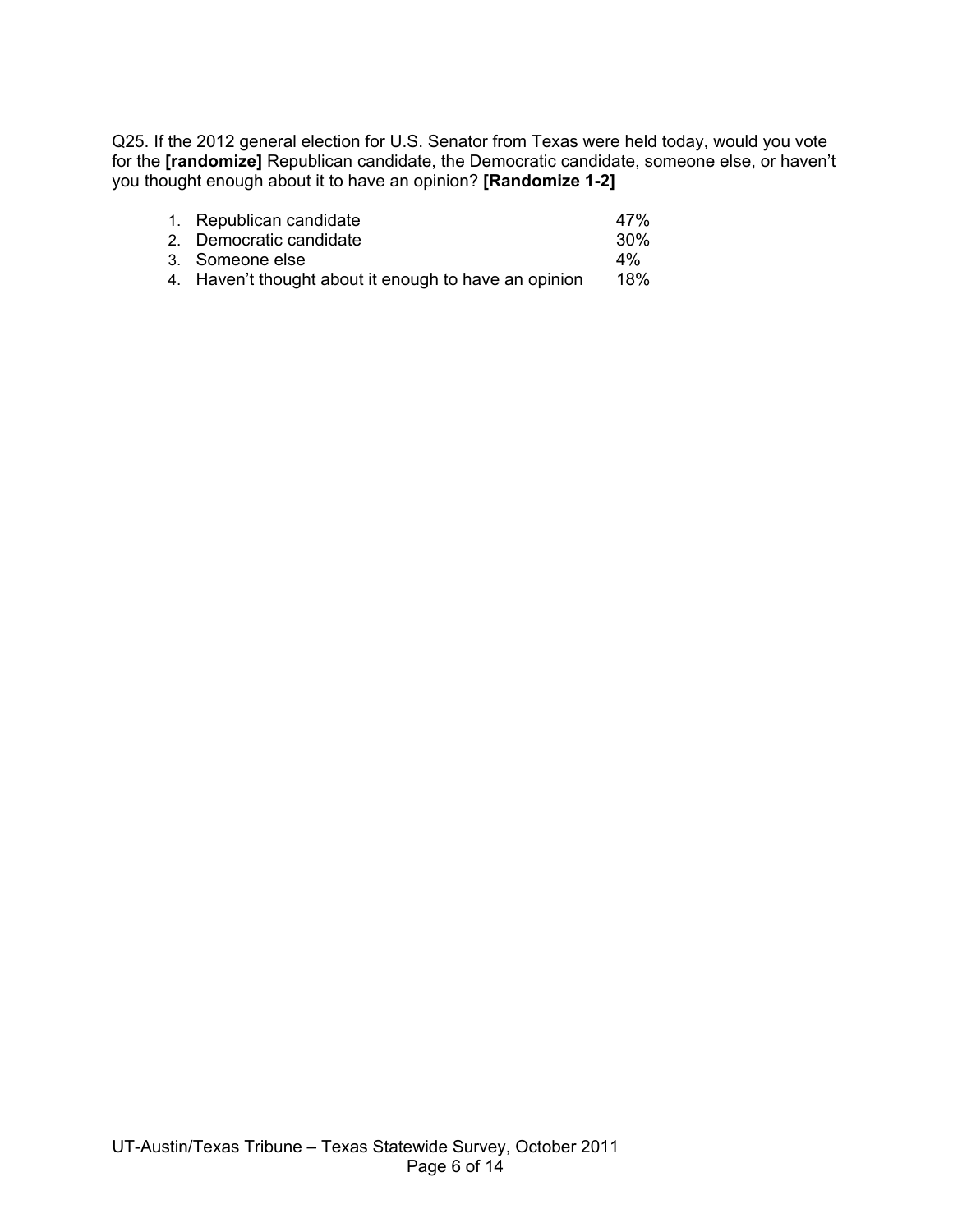Q25. If the 2012 general election for U.S. Senator from Texas were held today, would you vote for the **[randomize]** Republican candidate, the Democratic candidate, someone else, or haven't you thought enough about it to have an opinion? **[Randomize 1-2]**

| | |
|---|---|
| 1. Republican candidate | 47% |
| 2. Democratic candidate | 30% |
| 3. Someone else | 4% |
| 4. Haven't thought about it enough to have an opinion | 18% |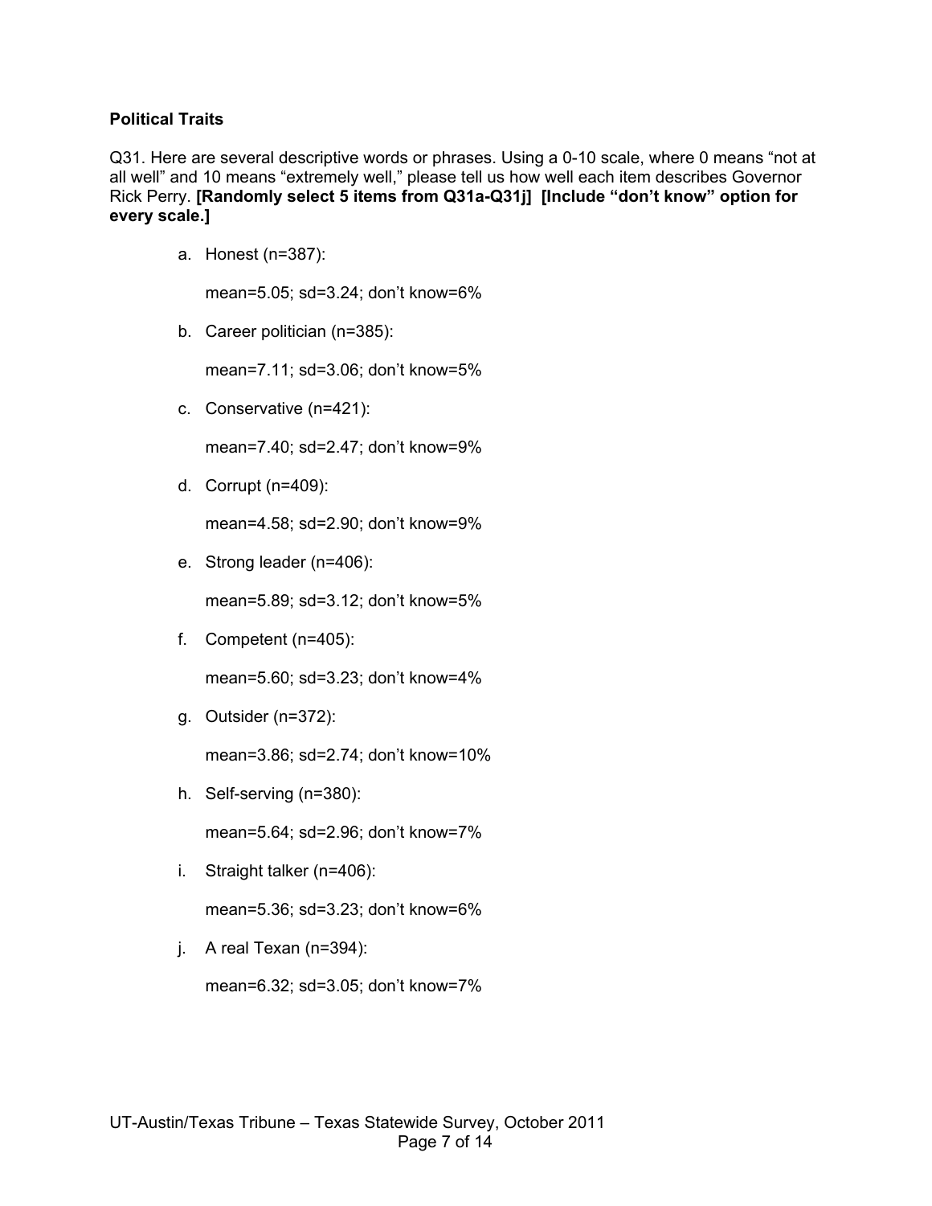**Political Traits**

Q31. Here are several descriptive words or phrases. Using a 0-10 scale, where 0 means "not at all well" and 10 means "extremely well," please tell us how well each item describes Governor Rick Perry. **[Randomly select 5 items from Q31a-Q31j] [Include "don't know" option for every scale.]**

a. Honest (n=387):

   mean=5.05; sd=3.24; don't know=6%

b. Career politician (n=385):

   mean=7.11; sd=3.06; don't know=5%

c. Conservative (n=421):

   mean=7.40; sd=2.47; don't know=9%

d. Corrupt (n=409):

   mean=4.58; sd=2.90; don't know=9%

e. Strong leader (n=406):

   mean=5.89; sd=3.12; don't know=5%

f. Competent (n=405):

   mean=5.60; sd=3.23; don't know=4%

g. Outsider (n=372):

   mean=3.86; sd=2.74; don't know=10%

h. Self-serving (n=380):

   mean=5.64; sd=2.96; don't know=7%

i. Straight talker (n=406):

   mean=5.36; sd=3.23; don't know=6%

j. A real Texan (n=394):

   mean=6.32; sd=3.05; don't know=7%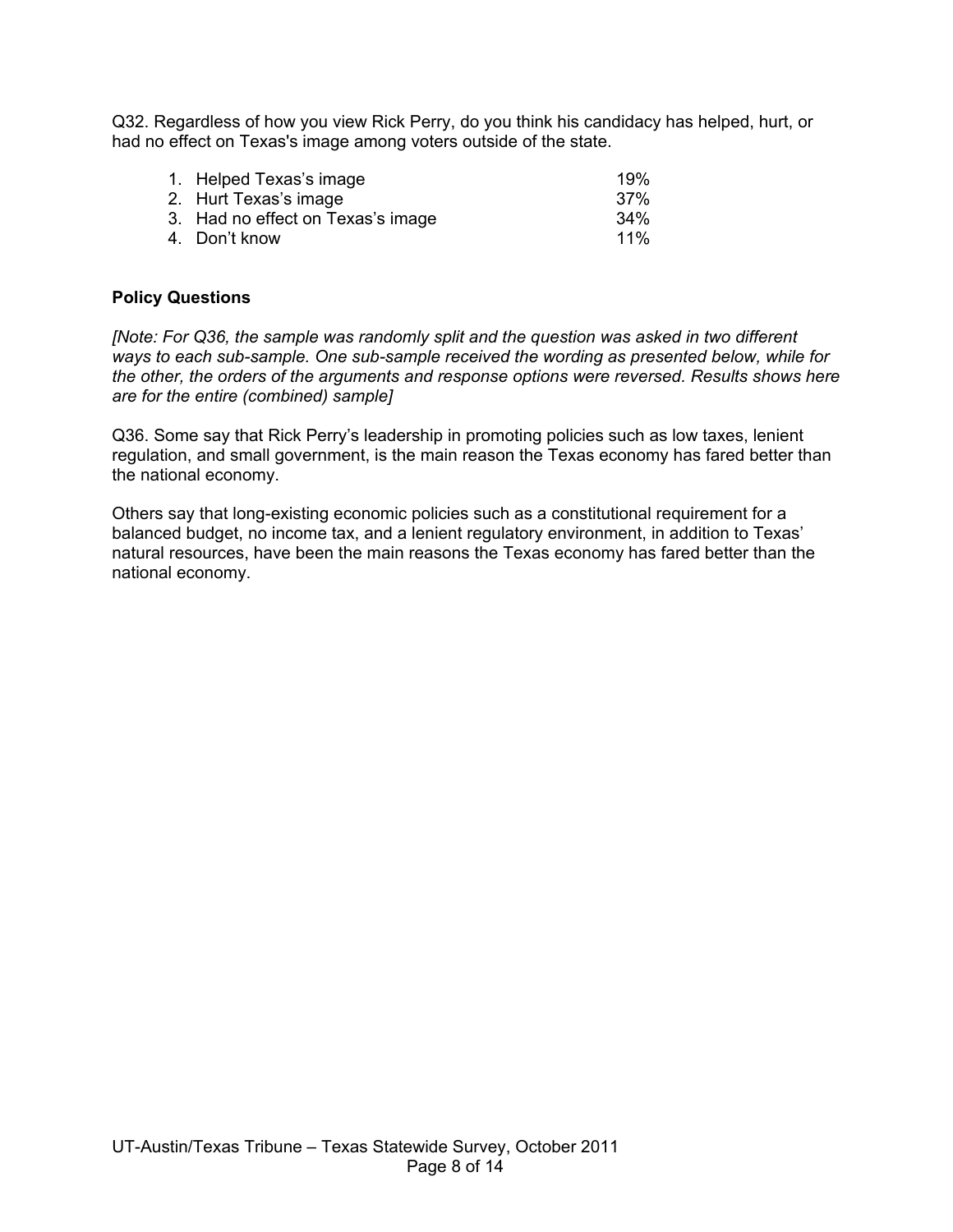Q32. Regardless of how you view Rick Perry, do you think his candidacy has helped, hurt, or had no effect on Texas's image among voters outside of the state.

| | |
|---|---|
| 1. Helped Texas's image | 19% |
| 2. Hurt Texas's image | 37% |
| 3. Had no effect on Texas's image | 34% |
| 4. Don't know | 11% |

**Policy Questions**

*[Note: For Q36, the sample was randomly split and the question was asked in two different ways to each sub-sample. One sub-sample received the wording as presented below, while for the other, the orders of the arguments and response options were reversed. Results shows here are for the entire (combined) sample]*

Q36. Some say that Rick Perry's leadership in promoting policies such as low taxes, lenient regulation, and small government, is the main reason the Texas economy has fared better than the national economy.

Others say that long-existing economic policies such as a constitutional requirement for a balanced budget, no income tax, and a lenient regulatory environment, in addition to Texas' natural resources, have been the main reasons the Texas economy has fared better than the national economy.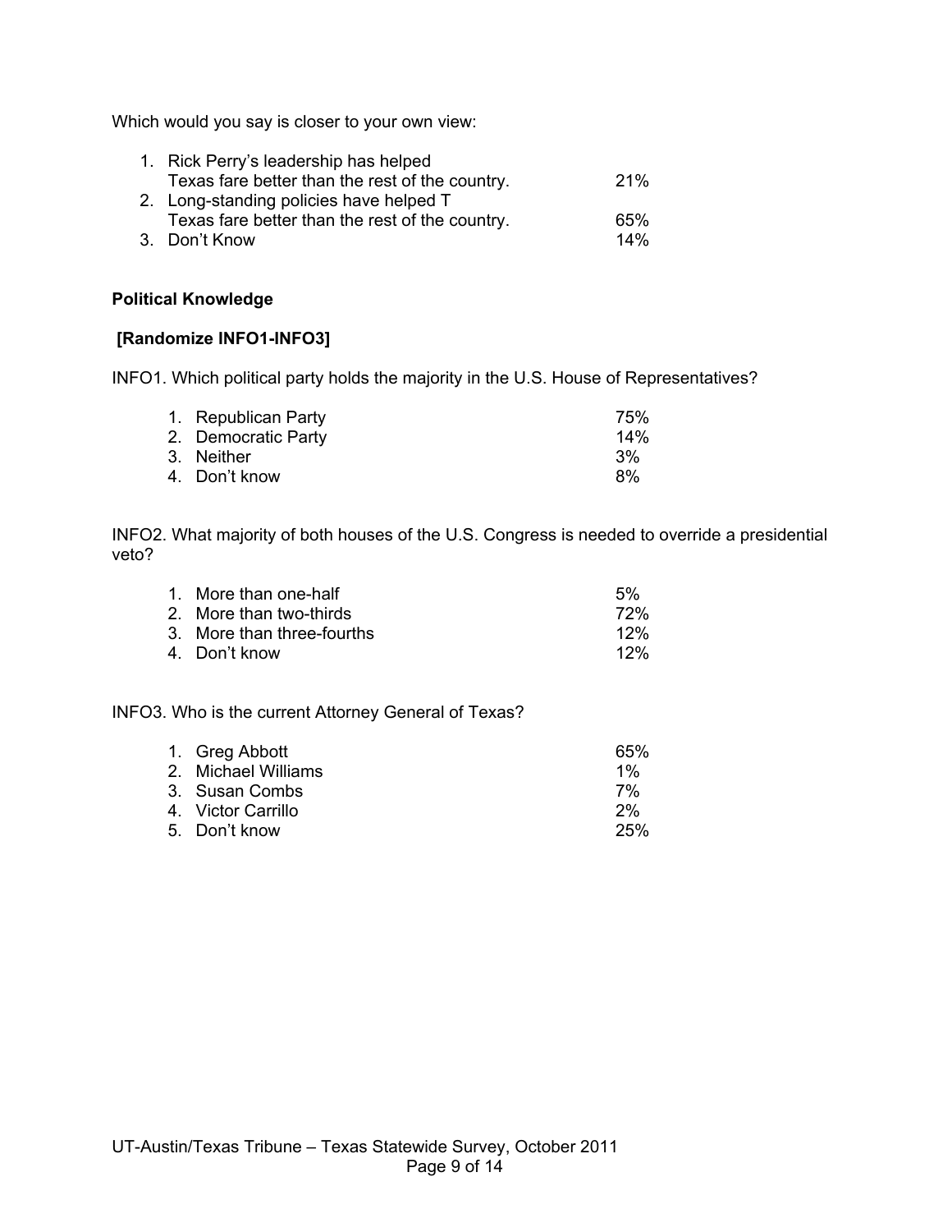Which would you say is closer to your own view:

| | |
|---|---|
| 1. Rick Perry's leadership has helped Texas fare better than the rest of the country. | 21% |
| 2. Long-standing policies have helped T Texas fare better than the rest of the country. | 65% |
| 3. Don't Know | 14% |

**Political Knowledge**

**[Randomize INFO1-INFO3]**

INFO1. Which political party holds the majority in the U.S. House of Representatives?

| | |
|---|---|
| 1. Republican Party | 75% |
| 2. Democratic Party | 14% |
| 3. Neither | 3% |
| 4. Don't know | 8% |

INFO2. What majority of both houses of the U.S. Congress is needed to override a presidential veto?

| | |
|---|---|
| 1. More than one-half | 5% |
| 2. More than two-thirds | 72% |
| 3. More than three-fourths | 12% |
| 4. Don't know | 12% |

INFO3. Who is the current Attorney General of Texas?

| | |
|---|---|
| 1. Greg Abbott | 65% |
| 2. Michael Williams | 1% |
| 3. Susan Combs | 7% |
| 4. Victor Carrillo | 2% |
| 5. Don't know | 25% |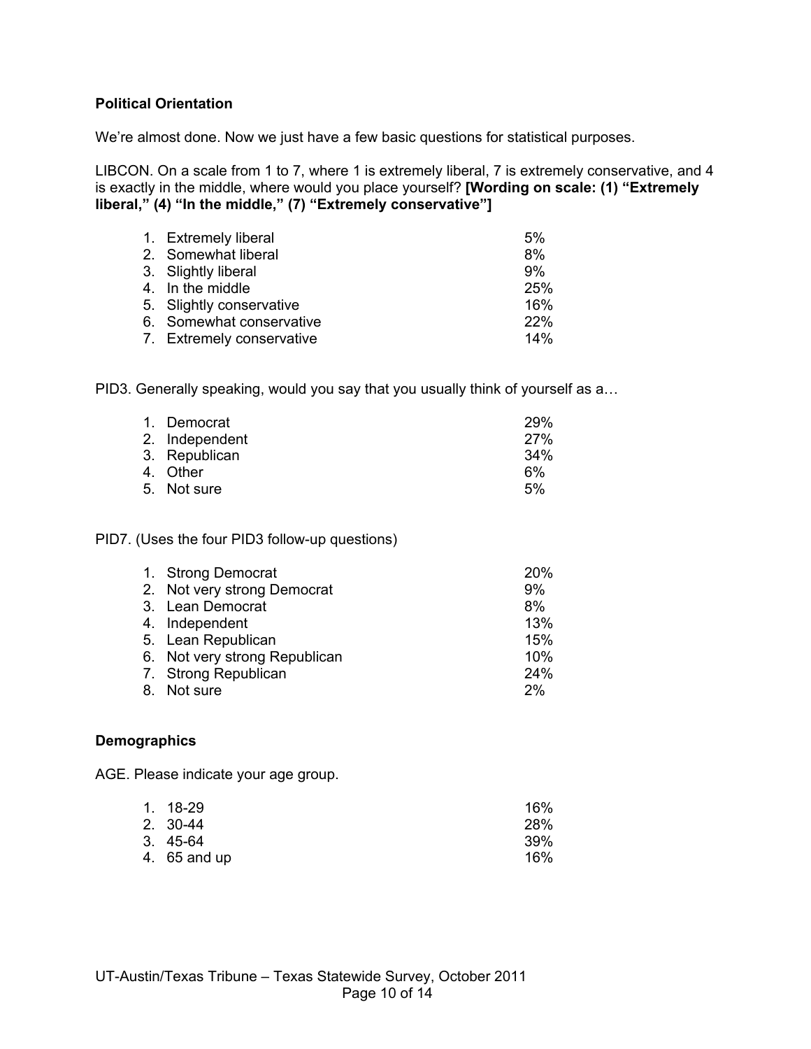**Political Orientation**

We're almost done. Now we just have a few basic questions for statistical purposes.

LIBCON. On a scale from 1 to 7, where 1 is extremely liberal, 7 is extremely conservative, and 4 is exactly in the middle, where would you place yourself? **[Wording on scale: (1) "Extremely liberal," (4) "In the middle," (7) "Extremely conservative"]**

| | |
|---|---|
| 1. Extremely liberal | 5% |
| 2. Somewhat liberal | 8% |
| 3. Slightly liberal | 9% |
| 4. In the middle | 25% |
| 5. Slightly conservative | 16% |
| 6. Somewhat conservative | 22% |
| 7. Extremely conservative | 14% |

PID3. Generally speaking, would you say that you usually think of yourself as a…

| | |
|---|---|
| 1. Democrat | 29% |
| 2. Independent | 27% |
| 3. Republican | 34% |
| 4. Other | 6% |
| 5. Not sure | 5% |

PID7. (Uses the four PID3 follow-up questions)

| | |
|---|---|
| 1. Strong Democrat | 20% |
| 2. Not very strong Democrat | 9% |
| 3. Lean Democrat | 8% |
| 4. Independent | 13% |
| 5. Lean Republican | 15% |
| 6. Not very strong Republican | 10% |
| 7. Strong Republican | 24% |
| 8. Not sure | 2% |

**Demographics**

AGE. Please indicate your age group.

| | |
|---|---|
| 1. 18-29 | 16% |
| 2. 30-44 | 28% |
| 3. 45-64 | 39% |
| 4. 65 and up | 16% |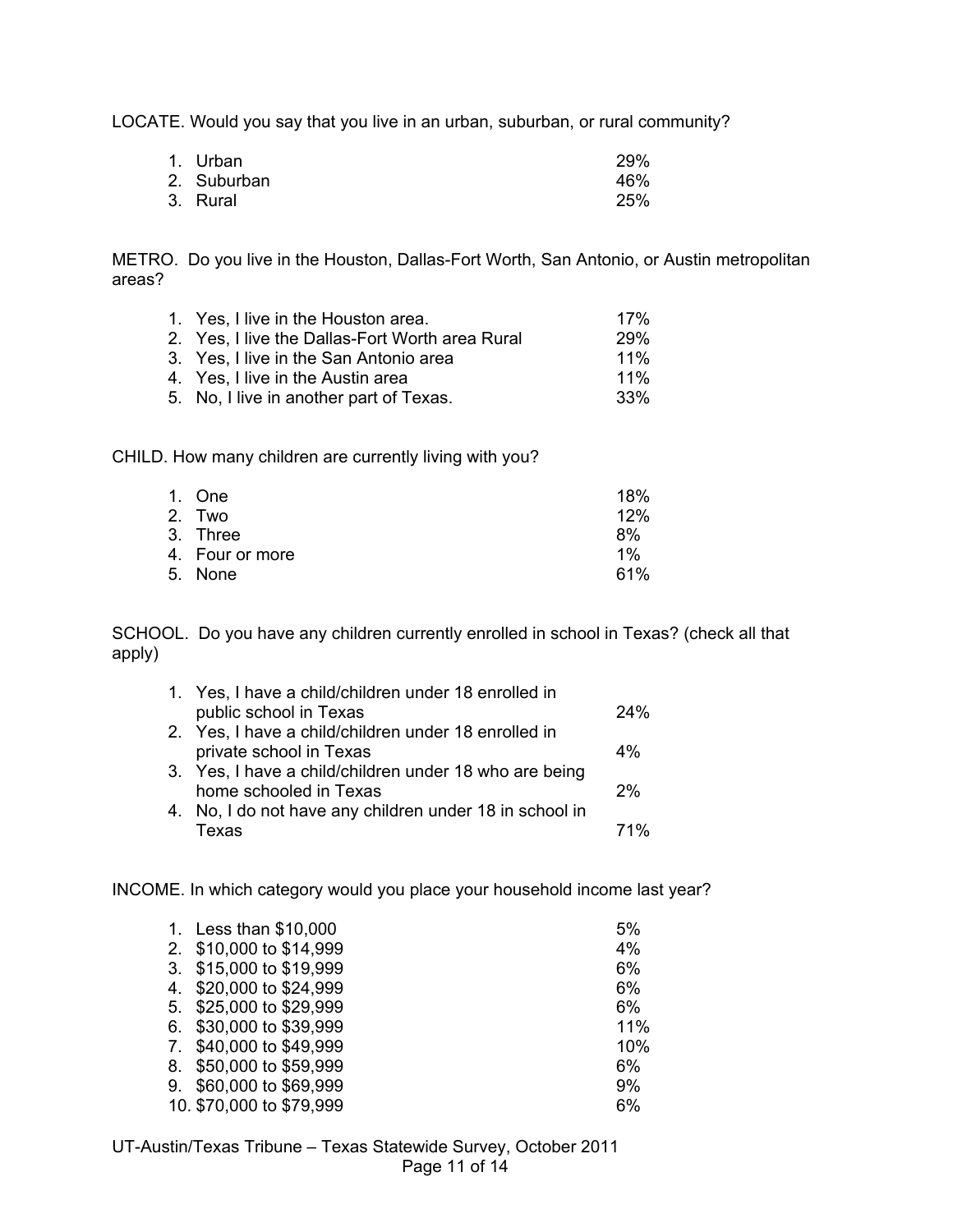LOCATE. Would you say that you live in an urban, suburban, or rural community?

| | |
|---|---|
| 1. Urban | 29% |
| 2. Suburban | 46% |
| 3. Rural | 25% |

METRO. Do you live in the Houston, Dallas-Fort Worth, San Antonio, or Austin metropolitan areas?

| | |
|---|---|
| 1. Yes, I live in the Houston area. | 17% |
| 2. Yes, I live the Dallas-Fort Worth area Rural | 29% |
| 3. Yes, I live in the San Antonio area | 11% |
| 4. Yes, I live in the Austin area | 11% |
| 5. No, I live in another part of Texas. | 33% |

CHILD. How many children are currently living with you?

| | |
|---|---|
| 1. One | 18% |
| 2. Two | 12% |
| 3. Three | 8% |
| 4. Four or more | 1% |
| 5. None | 61% |

SCHOOL. Do you have any children currently enrolled in school in Texas? (check all that apply)

| | |
|---|---|
| 1. Yes, I have a child/children under 18 enrolled in public school in Texas | 24% |
| 2. Yes, I have a child/children under 18 enrolled in private school in Texas | 4% |
| 3. Yes, I have a child/children under 18 who are being home schooled in Texas | 2% |
| 4. No, I do not have any children under 18 in school in Texas | 71% |

INCOME. In which category would you place your household income last year?

| | |
|---|---|
| 1. Less than $10,000 | 5% |
| 2. $10,000 to $14,999 | 4% |
| 3. $15,000 to $19,999 | 6% |
| 4. $20,000 to $24,999 | 6% |
| 5. $25,000 to $29,999 | 6% |
| 6. $30,000 to $39,999 | 11% |
| 7. $40,000 to $49,999 | 10% |
| 8. $50,000 to $59,999 | 6% |
| 9. $60,000 to $69,999 | 9% |
| 10. $70,000 to $79,999 | 6% |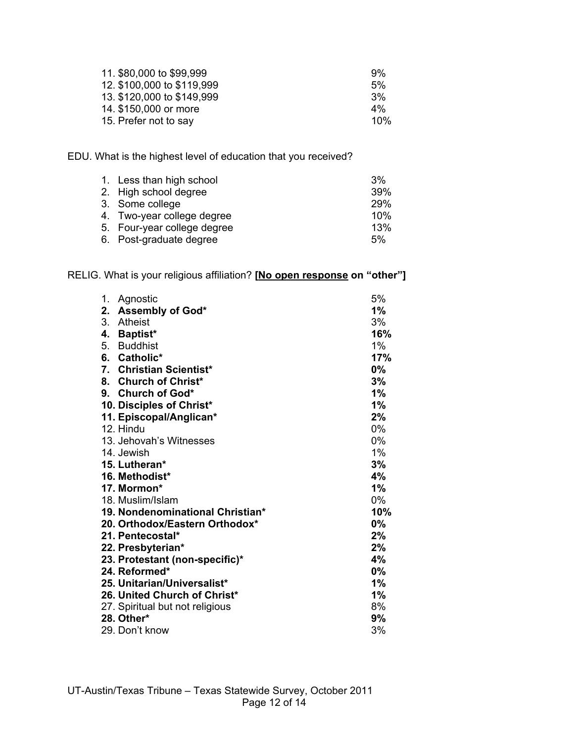| | |
|---|---|
| 11. $80,000 to $99,999 | 9% |
| 12. $100,000 to $119,999 | 5% |
| 13. $120,000 to $149,999 | 3% |
| 14. $150,000 or more | 4% |
| 15. Prefer not to say | 10% |

EDU. What is the highest level of education that you received?

| | |
|---|---|
| 1. Less than high school | 3% |
| 2. High school degree | 39% |
| 3. Some college | 29% |
| 4. Two-year college degree | 10% |
| 5. Four-year college degree | 13% |
| 6. Post-graduate degree | 5% |

RELIG. What is your religious affiliation? **[<u>No open response</u> on "other"]**

| | |
|---|---|
| 1. Agnostic | 5% |
| **2. Assembly of God*** | **1%** |
| 3. Atheist | 3% |
| **4. Baptist*** | **16%** |
| 5. Buddhist | 1% |
| **6. Catholic*** | **17%** |
| **7. Christian Scientist*** | **0%** |
| **8. Church of Christ*** | **3%** |
| **9. Church of God*** | **1%** |
| **10. Disciples of Christ*** | **1%** |
| **11. Episcopal/Anglican*** | **2%** |
| 12. Hindu | 0% |
| 13. Jehovah's Witnesses | 0% |
| 14. Jewish | 1% |
| **15. Lutheran*** | **3%** |
| **16. Methodist*** | **4%** |
| **17. Mormon*** | **1%** |
| 18. Muslim/Islam | 0% |
| **19. Nondenominational Christian*** | **10%** |
| **20. Orthodox/Eastern Orthodox*** | **0%** |
| **21. Pentecostal*** | **2%** |
| **22. Presbyterian*** | **2%** |
| **23. Protestant (non-specific)*** | **4%** |
| **24. Reformed*** | **0%** |
| **25. Unitarian/Universalist*** | **1%** |
| **26. United Church of Christ*** | **1%** |
| 27. Spiritual but not religious | 8% |
| **28. Other*** | **9%** |
| 29. Don't know | 3% |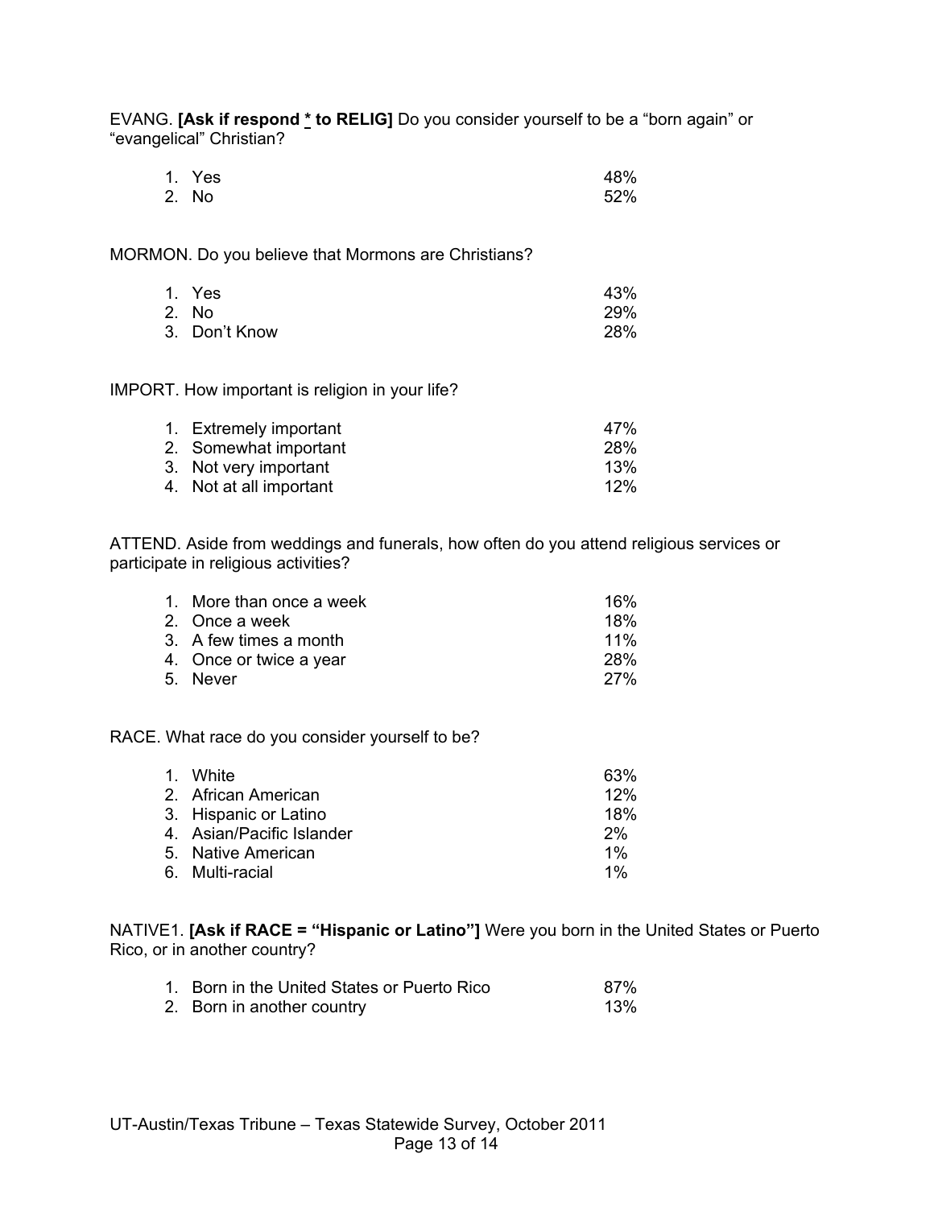EVANG. **[Ask if respond * to RELIG]** Do you consider yourself to be a "born again" or "evangelical" Christian?

| | |
|---|---|
| 1. Yes | 48% |
| 2. No | 52% |

MORMON. Do you believe that Mormons are Christians?

| | |
|---|---|
| 1. Yes | 43% |
| 2. No | 29% |
| 3. Don't Know | 28% |

IMPORT. How important is religion in your life?

| | |
|---|---|
| 1. Extremely important | 47% |
| 2. Somewhat important | 28% |
| 3. Not very important | 13% |
| 4. Not at all important | 12% |

ATTEND. Aside from weddings and funerals, how often do you attend religious services or participate in religious activities?

| | |
|---|---|
| 1. More than once a week | 16% |
| 2. Once a week | 18% |
| 3. A few times a month | 11% |
| 4. Once or twice a year | 28% |
| 5. Never | 27% |

RACE. What race do you consider yourself to be?

| | |
|---|---|
| 1. White | 63% |
| 2. African American | 12% |
| 3. Hispanic or Latino | 18% |
| 4. Asian/Pacific Islander | 2% |
| 5. Native American | 1% |
| 6. Multi-racial | 1% |

NATIVE1. **[Ask if RACE = "Hispanic or Latino"]** Were you born in the United States or Puerto Rico, or in another country?

| | |
|---|---|
| 1. Born in the United States or Puerto Rico | 87% |
| 2. Born in another country | 13% |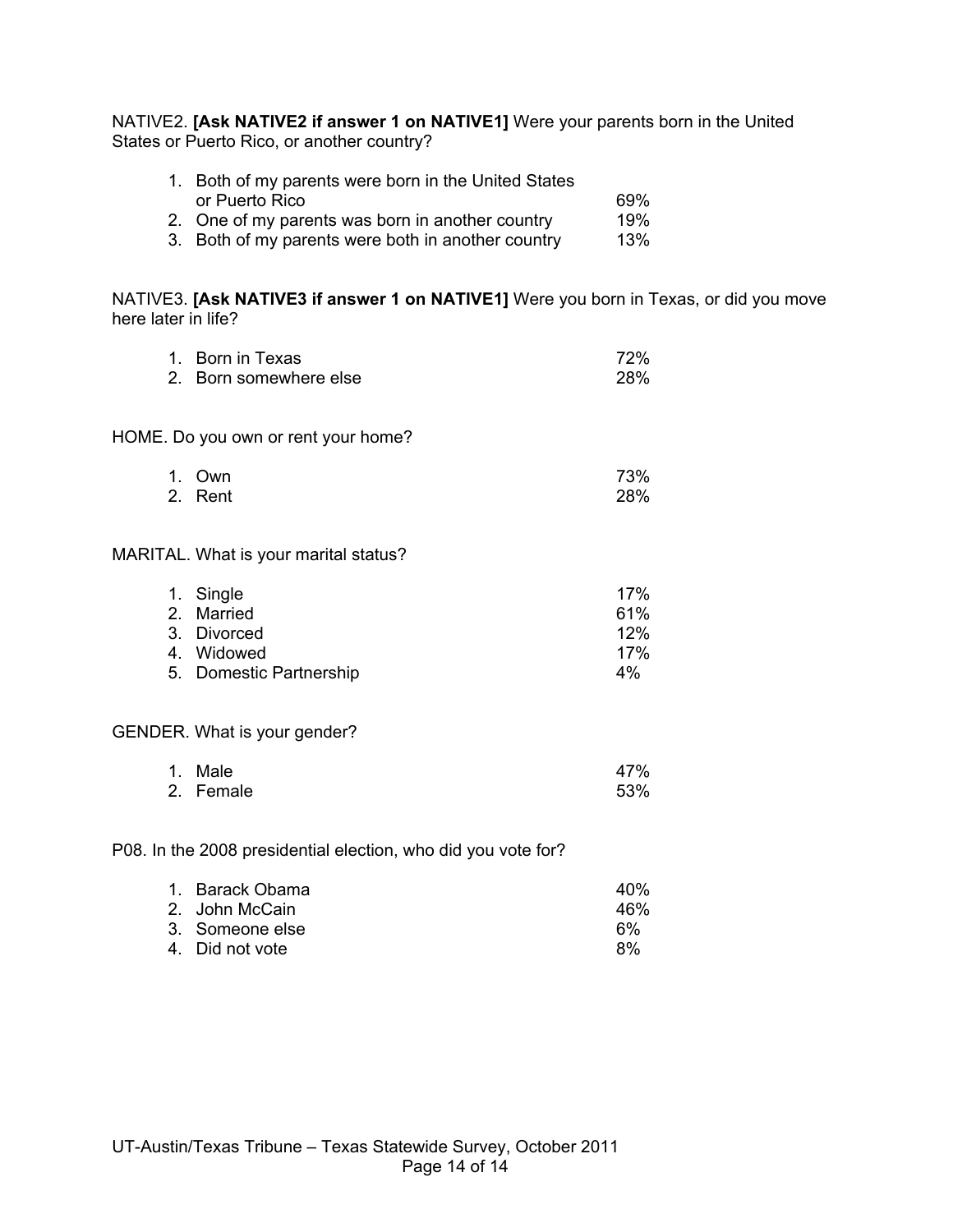NATIVE2. **[Ask NATIVE2 if answer 1 on NATIVE1]** Were your parents born in the United States or Puerto Rico, or another country?

| | |
|---|---|
| 1. Both of my parents were born in the United States or Puerto Rico | 69% |
| 2. One of my parents was born in another country | 19% |
| 3. Both of my parents were both in another country | 13% |

NATIVE3. **[Ask NATIVE3 if answer 1 on NATIVE1]** Were you born in Texas, or did you move here later in life?

| | |
|---|---|
| 1. Born in Texas | 72% |
| 2. Born somewhere else | 28% |

HOME. Do you own or rent your home?

| | |
|---|---|
| 1. Own | 73% |
| 2. Rent | 28% |

MARITAL. What is your marital status?

| | |
|---|---|
| 1. Single | 17% |
| 2. Married | 61% |
| 3. Divorced | 12% |
| 4. Widowed | 17% |
| 5. Domestic Partnership | 4% |

GENDER. What is your gender?

| | |
|---|---|
| 1. Male | 47% |
| 2. Female | 53% |

P08. In the 2008 presidential election, who did you vote for?

| | |
|---|---|
| 1. Barack Obama | 40% |
| 2. John McCain | 46% |
| 3. Someone else | 6% |
| 4. Did not vote | 8% |

UT-Austin/Texas Tribune – Texas Statewide Survey, October 2011